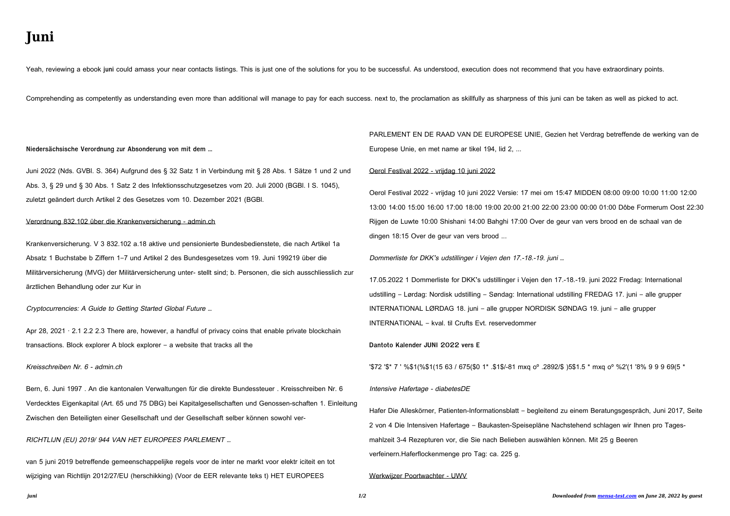# Juni

Yeah, reviewing a ebook **juni** could amass your near contacts listings. This is just one of the solutions for you to be successful. As understood, execution does not recommend that you have extraordinary points.

Comprehending as competently as understanding even more than additional will manage to pay for each success. next to, the proclamation as skillfully as sharpness of this juni can be taken as well as picked to act.

**Niedersächsische Verordnung zur Absonderung von mit dem …**

Juni 2022 (Nds. GVBl. S. 364) Aufgrund des § 32 Satz 1 in Verbindung mit § 28 Abs. 1 Sätze 1 und 2 und Abs. 3, § 29 und § 30 Abs. 1 Satz 2 des Infektionsschutzgesetzes vom 20. Juli 2000 (BGBl. I S. 1045), zuletzt geändert durch Artikel 2 des Gesetzes vom 10. Dezember 2021 (BGBl.

Verordnung 832.102 über die Krankenversicherung - admin.ch

Krankenversicherung. V 3 832.102 a.18 aktive und pensionierte Bundesbedienstete, die nach Artikel 1a Absatz 1 Buchstabe b Ziffern 1–7 und Artikel 2 des Bundesgesetzes vom 19. Juni 199219 über die Militärversicherung (MVG) der Militärversicherung unter- stellt sind; b. Personen, die sich ausschliesslich zur ärztlichen Behandlung oder zur Kur in

*Cryptocurrencies: A Guide to Getting Started Global Future …*

Apr 28, 2021 · 2.1 2.2 2.3 There are, however, a handful of privacy coins that enable private blockchain transactions. Block explorer A block explorer – a website that tracks all the

*Kreisschreiben Nr. 6 - admin.ch*

Bern, 6. Juni 1997 . An die kantonalen Verwaltungen für die direkte Bundessteuer . Kreisschreiben Nr. 6 Verdecktes Eigenkapital (Art. 65 und 75 DBG) bei Kapitalgesellschaften und Genossen-schaften 1. Einleitung Zwischen den Beteiligten einer Gesellschaft und der Gesellschaft selber können sowohl ver-

*RICHTLIJN (EU) 2019/ 944 VAN HET EUROPEES PARLEMENT …*

van 5 juni 2019 betreffende gemeenschappelijke regels voor de inter ne markt voor elektr iciteit en tot wijziging van Richtlijn 2012/27/EU (herschikking) (Voor de EER relevante teks t) HET EUROPEES PARLEMENT EN DE RAAD VAN DE EUROPESE UNIE, Gezien het Verdrag betreffende de werking van de Europese Unie, en met name ar tikel 194, lid 2, ...

Oerol Festival 2022 - vrijdag 10 juni 2022

Oerol Festival 2022 - vrijdag 10 juni 2022 Versie: 17 mei om 15:47 MIDDEN 08:00 09:00 10:00 11:00 12:00 13:00 14:00 15:00 16:00 17:00 18:00 19:00 20:00 21:00 22:00 23:00 00:00 01:00 Dôbe Formerum Oost 22:30 Rijgen de Luwte 10:00 Shishani 14:00 Bahghi 17:00 Over de geur van vers brood en de schaal van de dingen 18:15 Over de geur van vers brood ...

*Dommerliste for DKK's udstillinger i Vejen den 17.-18.-19. juni …*

17.05.2022 1 Dommerliste for DKK's udstillinger i Vejen den 17.-18.-19. juni 2022 Fredag: International udstilling – Lørdag: Nordisk udstilling – Søndag: International udstilling FREDAG 17. juni – alle grupper INTERNATIONAL LØRDAG 18. juni – alle grupper NORDISK SØNDAG 19. juni – alle grupper INTERNATIONAL – kval. til Crufts Evt. reservedommer

**Dantoto Kalender JUNI 2022 vers E**

'$72 '$* 7 ' %$1(%$1(15 63 / 675($0 1* .$1$/-81 mxq oº .2892/$ )5$1.5 * mxq oº %2'(1 '8% 9 9 9 69(5 *

*Intensive Hafertage - diabetesDE*

Hafer Die Alleskörner, Patienten-Informationsblatt – begleitend zu einem Beratungsgespräch, Juni 2017, Seite 2 von 4 Die Intensiven Hafertage – Baukasten-Speisepläne Nachstehend schlagen wir Ihnen pro Tages- mahlzeit 3-4 Rezepturen vor, die Sie nach Belieben auswählen können. Mit 25 g Beeren verfeinern.Haferflockenmenge pro Tag: ca. 225 g.

Werkwijzer Poortwachter - UWV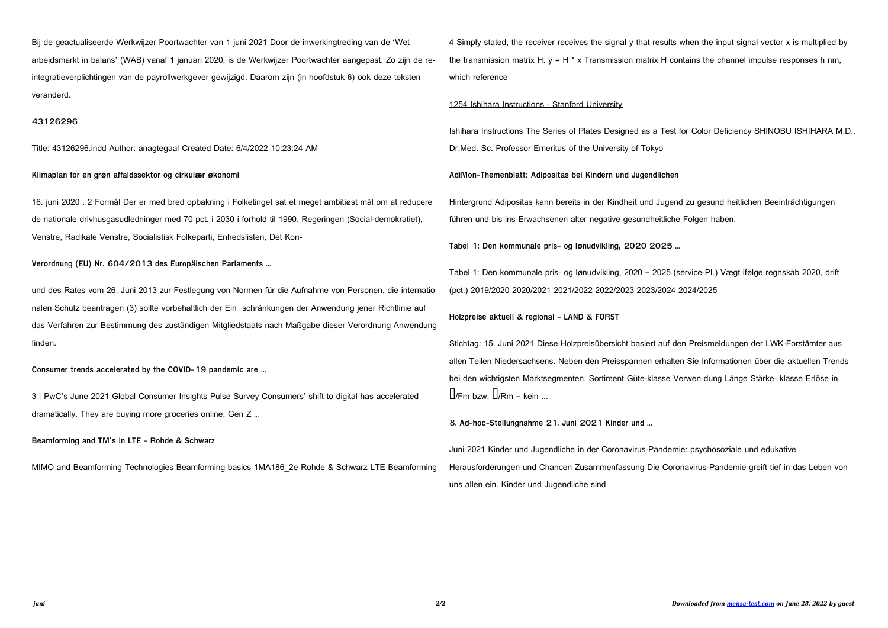Bij de geactualiseerde Werkwijzer Poortwachter van 1 juni 2021 Door de inwerkingtreding van de 'Wet arbeidsmarkt in balans' (WAB) vanaf 1 januari 2020, is de Werkwijzer Poortwachter aangepast. Zo zijn de re-integratieverplichtingen van de payrollwerkgever gewijzigd. Daarom zijn (in hoofdstuk 6) ook deze teksten veranderd.

**43126296**

Title: 43126296.indd Author: anagtegaal Created Date: 6/4/2022 10:23:24 AM

**Klimaplan for en grøn affaldssektor og cirkulær økonomi**

16. juni 2020 . 2 Formål Der er med bred opbakning i Folketinget sat et meget ambitiøst mål om at reducere de nationale drivhusgasudledninger med 70 pct. i 2030 i forhold til 1990. Regeringen (Social-demokratiet), Venstre, Radikale Venstre, Socialistisk Folkeparti, Enhedslisten, Det Kon-

**Verordnung (EU) Nr. 604/2013 des Europäischen Parlaments …**

und des Rates vom 26. Juni 2013 zur Festlegung von Normen für die Aufnahme von Personen, die internatio nalen Schutz beantragen (3) sollte vorbehaltlich der Ein schränkungen der Anwendung jener Richtlinie auf das Verfahren zur Bestimmung des zuständigen Mitgliedstaats nach Maßgabe dieser Verordnung Anwendung finden.

**Consumer trends accelerated by the COVID-19 pandemic are …**

3 | PwC's June 2021 Global Consumer Insights Pulse Survey Consumers' shift to digital has accelerated dramatically. They are buying more groceries online, Gen Z …

**Beamforming and TM's in LTE - Rohde & Schwarz**

MIMO and Beamforming Technologies Beamforming basics 1MA186_2e Rohde & Schwarz LTE Beamforming 4 Simply stated, the receiver receives the signal y that results when the input signal vector x is multiplied by the transmission matrix H. y = H * x Transmission matrix H contains the channel impulse responses h nm, which reference

**1254 Ishihara Instructions - Stanford University**

Ishihara Instructions The Series of Plates Designed as a Test for Color Deficiency SHINOBU ISHIHARA M.D., Dr.Med. Sc. Professor Emeritus of the University of Tokyo

**AdiMon-Themenblatt: Adipositas bei Kindern und Jugendlichen**

Hintergrund Adipositas kann bereits in der Kindheit und Jugend zu gesund heitlichen Beeinträchtigungen führen und bis ins Erwachsenen alter negative gesundheitliche Folgen haben.

**Tabel 1: Den kommunale pris- og lønudvikling, 2020 2025 …**

Tabel 1: Den kommunale pris- og lønudvikling, 2020 – 2025 (service-PL) Vægt ifølge regnskab 2020, drift (pct.) 2019/2020 2020/2021 2021/2022 2022/2023 2023/2024 2024/2025

**Holzpreise aktuell & regional - LAND & FORST**

Stichtag: 15. Juni 2021 Diese Holzpreisübersicht basiert auf den Preismeldungen der LWK-Forstämter aus allen Teilen Niedersachsens. Neben den Preisspannen erhalten Sie Informationen über die aktuellen Trends bei den wichtigsten Marktsegmenten. Sortiment Güte-klasse Verwen-dung Länge Stärke- klasse Erlöse in /Fm bzw. /Rm – kein …

**8. Ad-hoc-Stellungnahme 21. Juni 2021 Kinder und …**

Juni 2021 Kinder und Jugendliche in der Coronavirus-Pandemie: psychosoziale und edukative Herausforderungen und Chancen Zusammenfassung Die Coronavirus-Pandemie greift tief in das Leben von uns allen ein. Kinder und Jugendliche sind